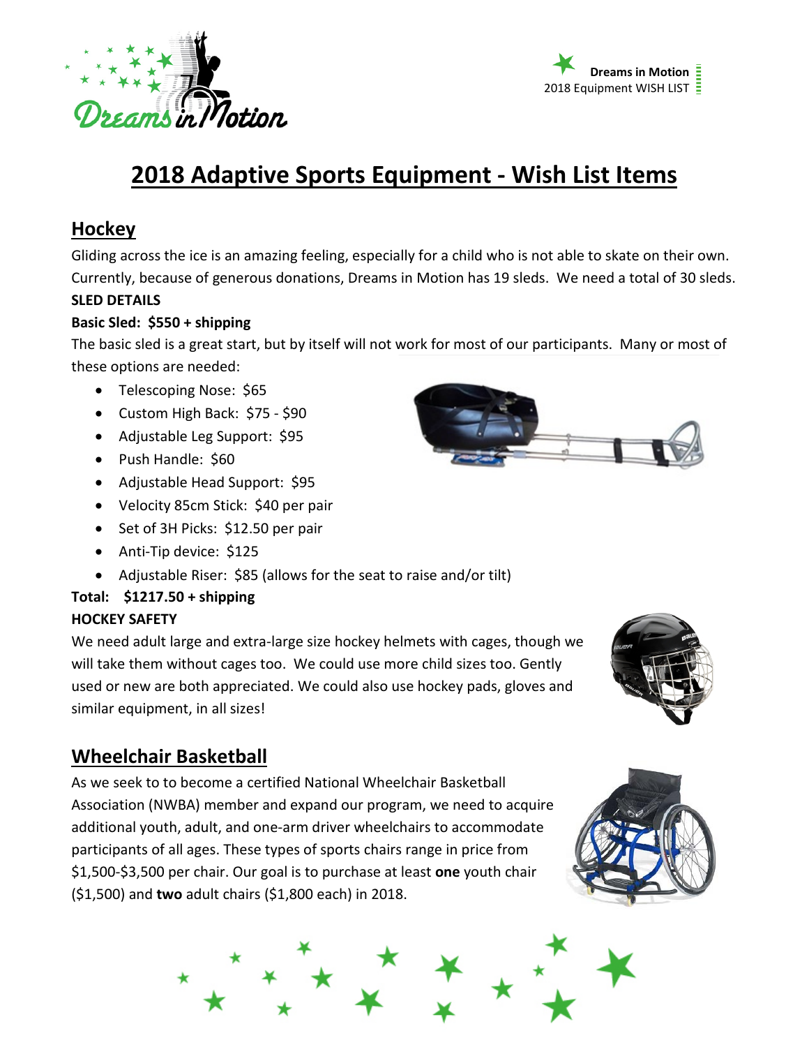# 2018 Adaptive Sports Equipment - Wish List Items

## Hockey

Gliding across the ice is an amazing feeling, especially for a child who is not able to skate on their own. Currently, because of generous donations, Dreams in Motion has 19 sleds. We need a total of 30 sleds.

**SLED DETAILS**

**Basic Sled: $550 + shipping**

The basic sled is a great start, but by itself will not work for most of our participants. Many or most of these options are needed:

- Telescoping Nose: $65
- Custom High Back: $75 - $90
- Adjustable Leg Support: $95
- Push Handle: $60
- Adjustable Head Support: $95
- Velocity 85cm Stick: $40 per pair
- Set of 3H Picks: $12.50 per pair
- Anti-Tip device: $125
- Adjustable Riser: $85 (allows for the seat to raise and/or tilt)

**Total: $1217.50 + shipping**

**HOCKEY SAFETY**

We need adult large and extra-large size hockey helmets with cages, though we will take them without cages too. We could use more child sizes too. Gently used or new are both appreciated. We could also use hockey pads, gloves and similar equipment, in all sizes!

## Wheelchair Basketball

As we seek to to become a certified National Wheelchair Basketball Association (NWBA) member and expand our program, we need to acquire additional youth, adult, and one-arm driver wheelchairs to accommodate participants of all ages. These types of sports chairs range in price from $1,500-$3,500 per chair. Our goal is to purchase at least **one** youth chair ($1,500) and **two** adult chairs ($1,800 each) in 2018.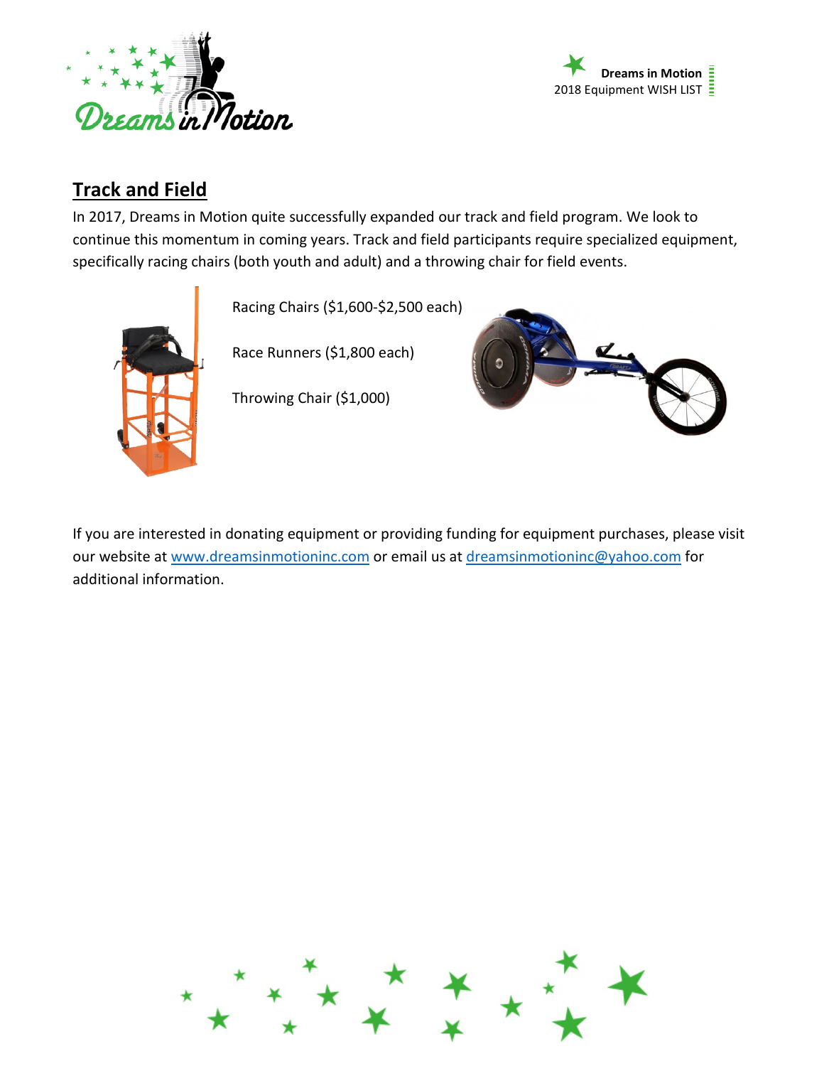## Track and Field

In 2017, Dreams in Motion quite successfully expanded our track and field program. We look to continue this momentum in coming years. Track and field participants require specialized equipment, specifically racing chairs (both youth and adult) and a throwing chair for field events.

Racing Chairs ($1,600-$2,500 each)

Race Runners ($1,800 each)

Throwing Chair ($1,000)

If you are interested in donating equipment or providing funding for equipment purchases, please visit our website at www.dreamsinmotioninc.com or email us at dreamsinmotioninc@yahoo.com for additional information.